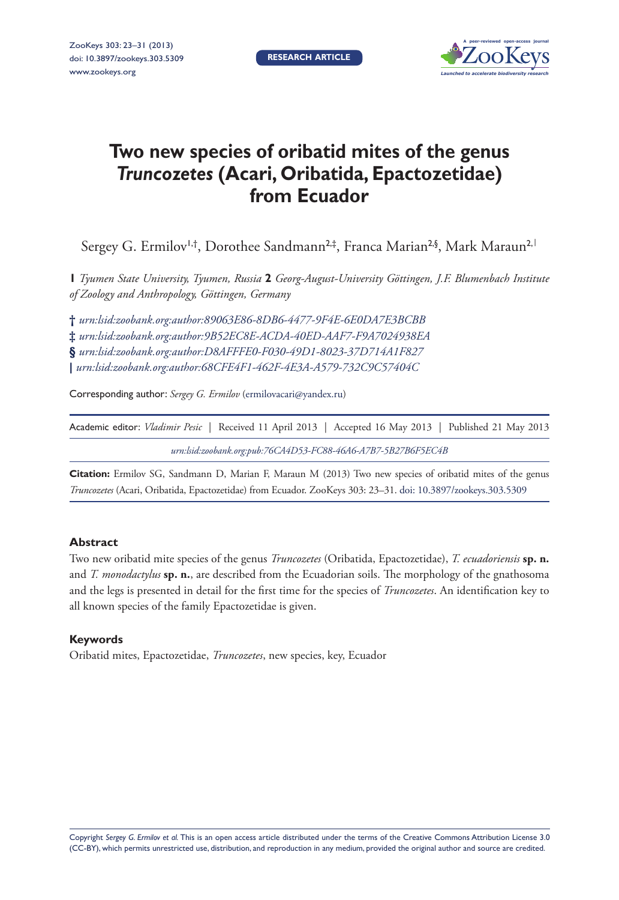# Two new species of oribatid mites of the genus *Truncozetes* (Acari, Oribatida, Epactozetidae) from Ecuador

Sergey G. Ermilov[1,†], Dorothee Sandmann[2,‡], Franca Marian[2,§], Mark Maraun[2,|]

**1** *Tyumen State University, Tyumen, Russia* **2** *Georg-August-University Göttingen, J.F. Blumenbach Institute of Zoology and Anthropology, Göttingen, Germany*

† *urn:lsid:zoobank.org:author:89063E86-8DB6-4477-9F4E-6E0DA7E3BCBB*
‡ *urn:lsid:zoobank.org:author:9B52EC8E-ACDA-40ED-AAF7-F9A7024938EA*
§ *urn:lsid:zoobank.org:author:D8AFFFE0-F030-49D1-8023-37D714A1F827*
| *urn:lsid:zoobank.org:author:68CFE4F1-462F-4E3A-A579-732C9C57404C*

Corresponding author: *Sergey G. Ermilov* (ermilovacari@yandex.ru)

Academic editor: *Vladimir Pesic* | Received 11 April 2013 | Accepted 16 May 2013 | Published 21 May 2013

*urn:lsid:zoobank.org:pub:76CA4D53-FC88-46A6-A7B7-5B27B6F5EC4B*

**Citation:** Ermilov SG, Sandmann D, Marian F, Maraun M (2013) Two new species of oribatid mites of the genus *Truncozetes* (Acari, Oribatida, Epactozetidae) from Ecuador. ZooKeys 303: 23–31. doi: 10.3897/zookeys.303.5309

## Abstract

Two new oribatid mite species of the genus *Truncozetes* (Oribatida, Epactozetidae), *T. ecuadoriensis* **sp. n.** and *T. monodactylus* **sp. n.**, are described from the Ecuadorian soils. The morphology of the gnathosoma and the legs is presented in detail for the first time for the species of *Truncozetes*. An identification key to all known species of the family Epactozetidae is given.

## Keywords

Oribatid mites, Epactozetidae, *Truncozetes*, new species, key, Ecuador

Copyright *Sergey G. Ermilov et al.* This is an open access article distributed under the terms of the Creative Commons Attribution License 3.0 (CC-BY), which permits unrestricted use, distribution, and reproduction in any medium, provided the original author and source are credited.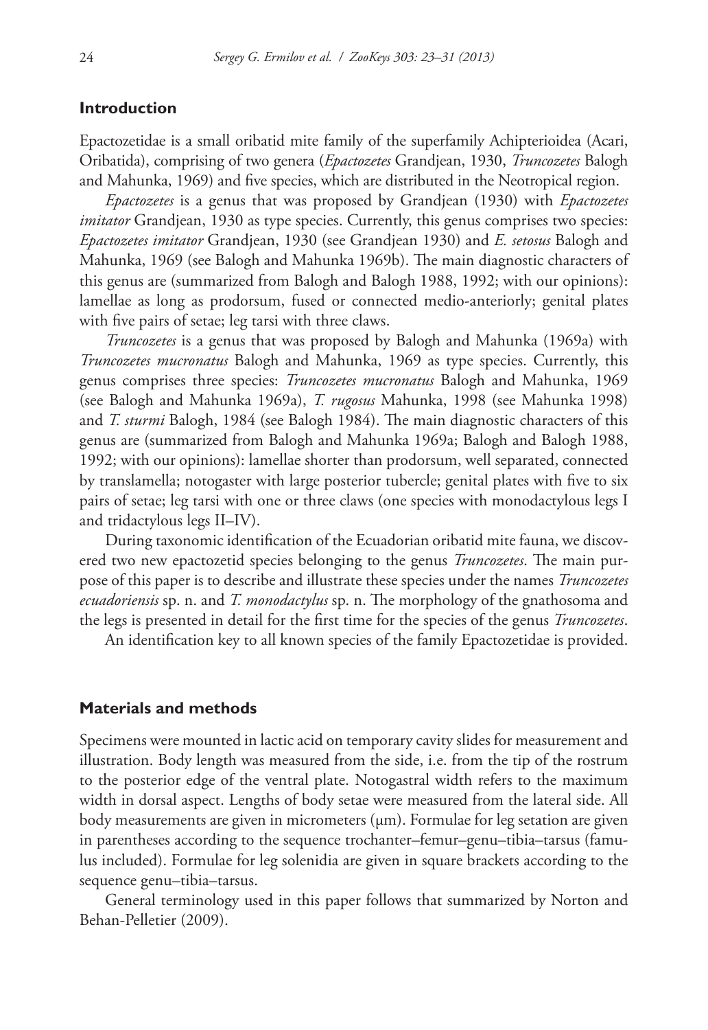## Introduction

Epactozetidae is a small oribatid mite family of the superfamily Achipterioidea (Acari, Oribatida), comprising of two genera (*Epactozetes* Grandjean, 1930, *Truncozetes* Balogh and Mahunka, 1969) and five species, which are distributed in the Neotropical region.

*Epactozetes* is a genus that was proposed by Grandjean (1930) with *Epactozetes imitator* Grandjean, 1930 as type species. Currently, this genus comprises two species: *Epactozetes imitator* Grandjean, 1930 (see Grandjean 1930) and *E. setosus* Balogh and Mahunka, 1969 (see Balogh and Mahunka 1969b). The main diagnostic characters of this genus are (summarized from Balogh and Balogh 1988, 1992; with our opinions): lamellae as long as prodorsum, fused or connected medio-anteriorly; genital plates with five pairs of setae; leg tarsi with three claws.

*Truncozetes* is a genus that was proposed by Balogh and Mahunka (1969a) with *Truncozetes mucronatus* Balogh and Mahunka, 1969 as type species. Currently, this genus comprises three species: *Truncozetes mucronatus* Balogh and Mahunka, 1969 (see Balogh and Mahunka 1969a), *T. rugosus* Mahunka, 1998 (see Mahunka 1998) and *T. sturmi* Balogh, 1984 (see Balogh 1984). The main diagnostic characters of this genus are (summarized from Balogh and Mahunka 1969a; Balogh and Balogh 1988, 1992; with our opinions): lamellae shorter than prodorsum, well separated, connected by translamella; notogaster with large posterior tubercle; genital plates with five to six pairs of setae; leg tarsi with one or three claws (one species with monodactylous legs I and tridactylous legs II–IV).

During taxonomic identification of the Ecuadorian oribatid mite fauna, we discovered two new epactozetid species belonging to the genus *Truncozetes*. The main purpose of this paper is to describe and illustrate these species under the names *Truncozetes ecuadoriensis* sp. n. and *T. monodactylus* sp. n. The morphology of the gnathosoma and the legs is presented in detail for the first time for the species of the genus *Truncozetes*.

An identification key to all known species of the family Epactozetidae is provided.

## Materials and methods

Specimens were mounted in lactic acid on temporary cavity slides for measurement and illustration. Body length was measured from the side, i.e. from the tip of the rostrum to the posterior edge of the ventral plate. Notogastral width refers to the maximum width in dorsal aspect. Lengths of body setae were measured from the lateral side. All body measurements are given in micrometers (μm). Formulae for leg setation are given in parentheses according to the sequence trochanter–femur–genu–tibia–tarsus (famulus included). Formulae for leg solenidia are given in square brackets according to the sequence genu–tibia–tarsus.

General terminology used in this paper follows that summarized by Norton and Behan-Pelletier (2009).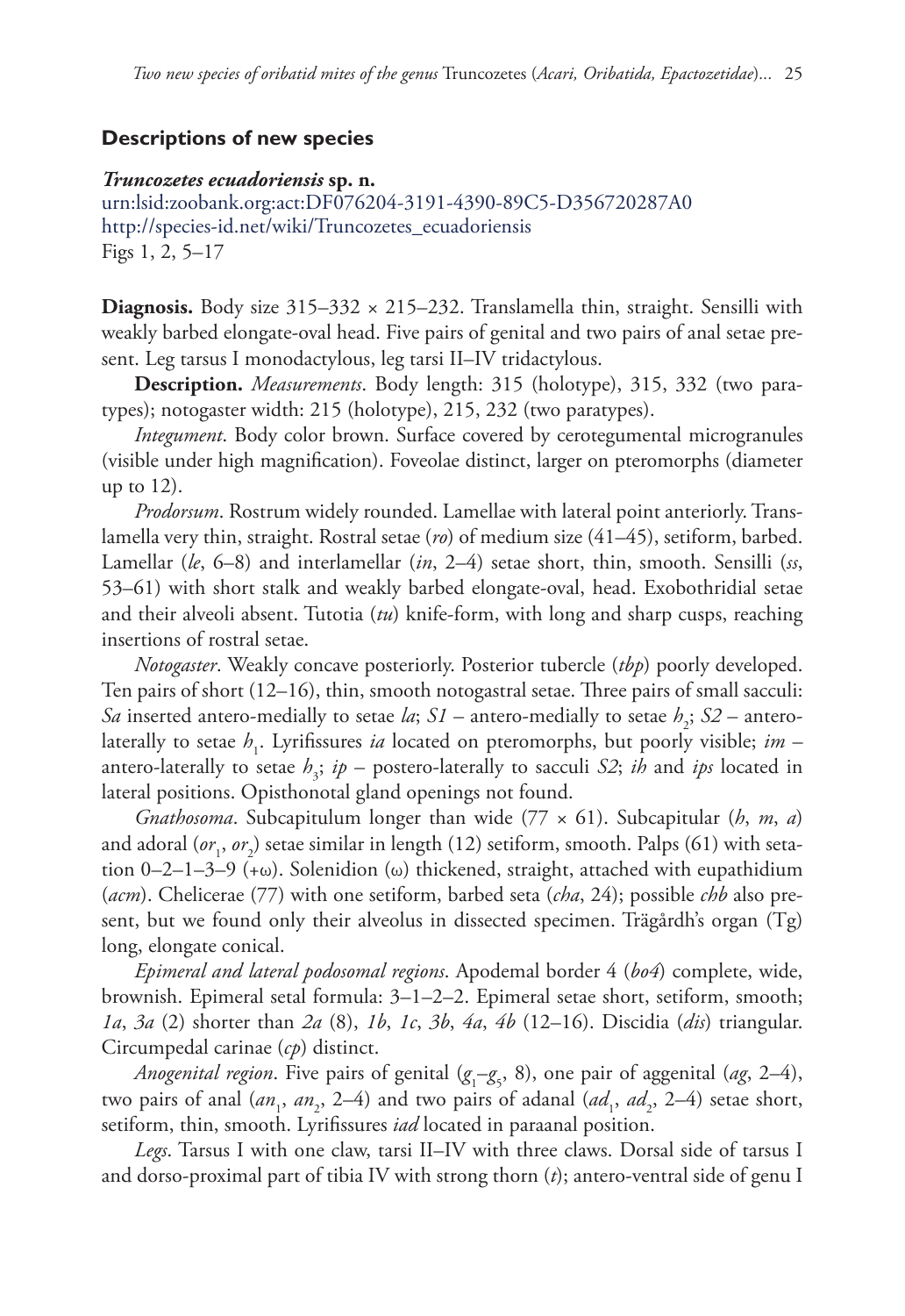## Descriptions of new species

***Truncozetes ecuadoriensis* sp. n.**

urn:lsid:zoobank.org:act:DF076204-3191-4390-89C5-D356720287A0

http://species-id.net/wiki/Truncozetes_ecuadoriensis

Figs 1, 2, 5–17

**Diagnosis.** Body size 315–332 × 215–232. Translamella thin, straight. Sensilli with weakly barbed elongate-oval head. Five pairs of genital and two pairs of anal setae present. Leg tarsus I monodactylous, leg tarsi II–IV tridactylous.

**Description.** *Measurements*. Body length: 315 (holotype), 315, 332 (two paratypes); notogaster width: 215 (holotype), 215, 232 (two paratypes).

*Integument*. Body color brown. Surface covered by cerotegumental microgranules (visible under high magnification). Foveolae distinct, larger on pteromorphs (diameter up to 12).

*Prodorsum*. Rostrum widely rounded. Lamellae with lateral point anteriorly. Translamella very thin, straight. Rostral setae (*ro*) of medium size (41–45), setiform, barbed. Lamellar (*le*, 6–8) and interlamellar (*in*, 2–4) setae short, thin, smooth. Sensilli (*ss*, 53–61) with short stalk and weakly barbed elongate-oval, head. Exobothridial setae and their alveoli absent. Tutotia (*tu*) knife-form, with long and sharp cusps, reaching insertions of rostral setae.

*Notogaster*. Weakly concave posteriorly. Posterior tubercle (*tbp*) poorly developed. Ten pairs of short (12–16), thin, smooth notogastral setae. Three pairs of small sacculi: *Sa* inserted antero-medially to setae *la*; *S1* – antero-medially to setae $h_2$; *S2* – antero-laterally to setae $h_1$. Lyrifissures *ia* located on pteromorphs, but poorly visible; *im* – antero-laterally to setae $h_3$; *ip* – postero-laterally to sacculi *S2*; *ih* and *ips* located in lateral positions. Opisthonotal gland openings not found.

*Gnathosoma*. Subcapitulum longer than wide (77 × 61). Subcapitular (*h*, *m*, *a*) and adoral ($or_1$, $or_2$) setae similar in length (12) setiform, smooth. Palps (61) with setation 0–2–1–3–9 (+ω). Solenidion (ω) thickened, straight, attached with eupathidium (*acm*). Chelicerae (77) with one setiform, barbed seta (*cha*, 24); possible *chb* also present, but we found only their alveolus in dissected specimen. Trägårdh's organ (Tg) long, elongate conical.

*Epimeral and lateral podosomal regions*. Apodemal border 4 (*bo4*) complete, wide, brownish. Epimeral setal formula: 3–1–2–2. Epimeral setae short, setiform, smooth; *1a*, *3a* (2) shorter than *2a* (8), *1b*, *1c*, *3b*, *4a*, *4b* (12–16). Discidia (*dis*) triangular. Circumpedal carinae (*cp*) distinct.

*Anogenital region*. Five pairs of genital ($g_1$–$g_5$, 8), one pair of aggenital (*ag*, 2–4), two pairs of anal ($an_1$, $an_2$, 2–4) and two pairs of adanal ($ad_1$, $ad_2$, 2–4) setae short, setiform, thin, smooth. Lyrifissures *iad* located in paraanal position.

*Legs*. Tarsus I with one claw, tarsi II–IV with three claws. Dorsal side of tarsus I and dorso-proximal part of tibia IV with strong thorn (*t*); antero-ventral side of genu I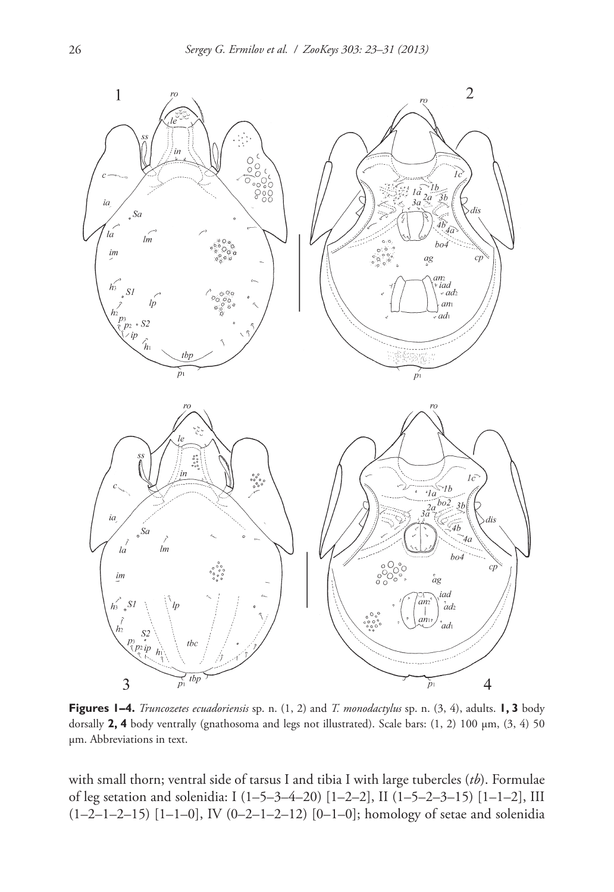**Figures 1–4.** *Truncozetes ecuadoriensis* sp. n. (1, 2) and *T. monodactylus* sp. n. (3, 4), adults. **1, 3** body dorsally **2, 4** body ventrally (gnathosoma and legs not illustrated). Scale bars: (1, 2) 100 µm, (3, 4) 50 µm. Abbreviations in text.

with small thorn; ventral side of tarsus I and tibia I with large tubercles (*tb*). Formulae of leg setation and solenidia: I (1–5–3–4–20) [1–2–2], II (1–5–2–3–15) [1–1–2], III (1–2–1–2–15) [1–1–0], IV (0–2–1–2–12) [0–1–0]; homology of setae and solenidia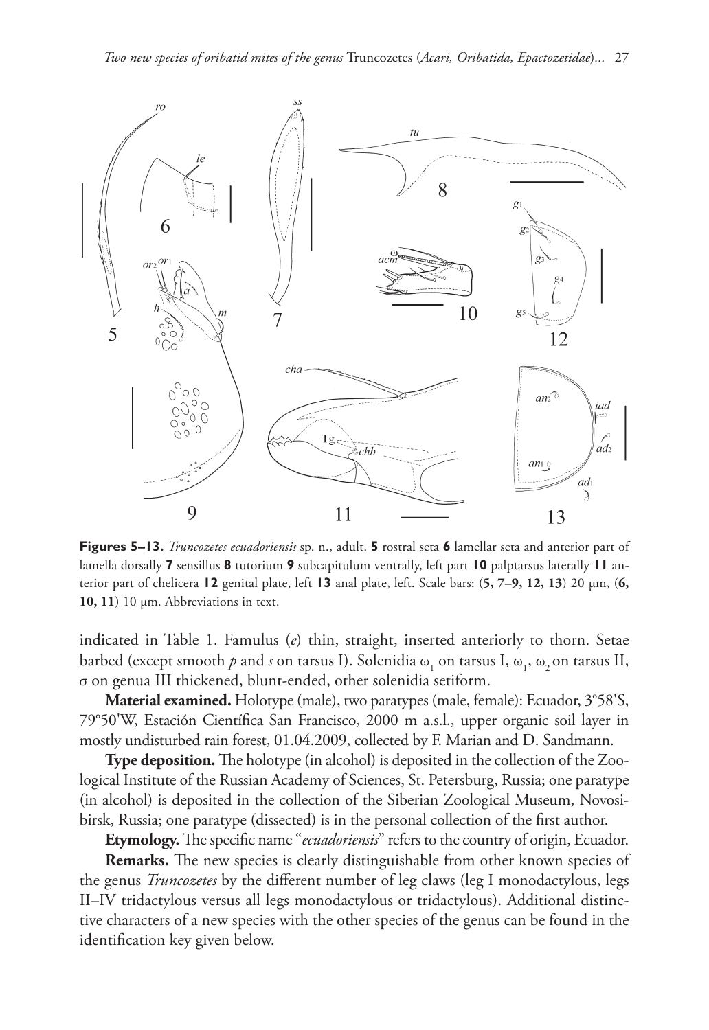**Figures 5–13.** *Truncozetes ecuadoriensis* sp. n., adult. **5** rostral seta **6** lamellar seta and anterior part of lamella dorsally **7** sensillus **8** tutorium **9** subcapitulum ventrally, left part **10** palptarsus laterally **11** anterior part of chelicera **12** genital plate, left **13** anal plate, left. Scale bars: (**5, 7–9, 12, 13**) 20 μm, (**6, 10, 11**) 10 μm. Abbreviations in text.

indicated in Table 1. Famulus (*e*) thin, straight, inserted anteriorly to thorn. Setae barbed (except smooth *p* and *s* on tarsus I). Solenidia $\omega_1$ on tarsus I, $\omega_1$, $\omega_2$ on tarsus II, $\sigma$ on genua III thickened, blunt-ended, other solenidia setiform.

**Material examined.** Holotype (male), two paratypes (male, female): Ecuador, 3°58'S, 79°50'W, Estación Científica San Francisco, 2000 m a.s.l., upper organic soil layer in mostly undisturbed rain forest, 01.04.2009, collected by F. Marian and D. Sandmann.

**Type deposition.** The holotype (in alcohol) is deposited in the collection of the Zoological Institute of the Russian Academy of Sciences, St. Petersburg, Russia; one paratype (in alcohol) is deposited in the collection of the Siberian Zoological Museum, Novosibirsk, Russia; one paratype (dissected) is in the personal collection of the first author.

**Etymology.** The specific name "*ecuadoriensis*" refers to the country of origin, Ecuador.

**Remarks.** The new species is clearly distinguishable from other known species of the genus *Truncozetes* by the different number of leg claws (leg I monodactylous, legs II–IV tridactylous versus all legs monodactylous or tridactylous). Additional distinctive characters of a new species with the other species of the genus can be found in the identification key given below.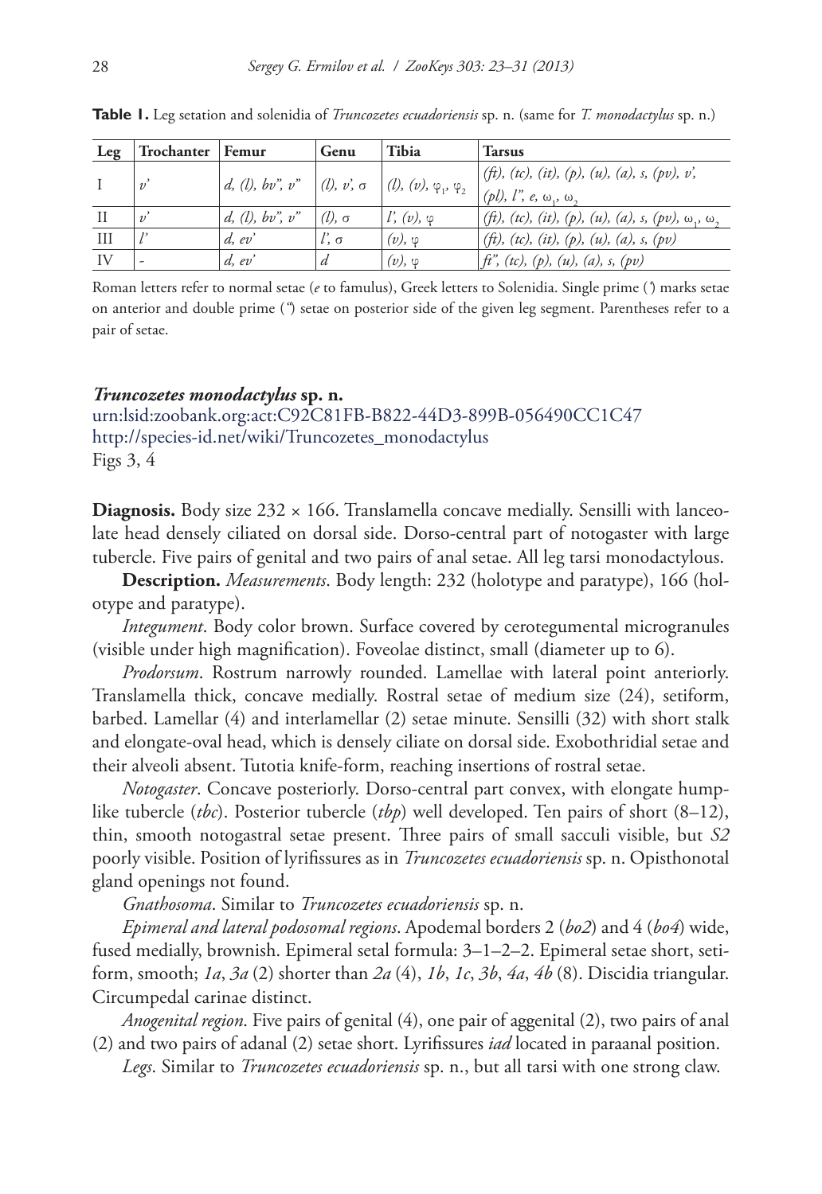**Table 1.** Leg setation and solenidia of *Truncozetes ecuadoriensis* sp. n. (same for *T. monodactylus* sp. n.)

| Leg | Trochanter | Femur | Genu | Tibia | Tarsus |
|---|---|---|---|---|---|
| I | *v'* | *d*, *(l)*, *bv"*, *v"* | *(l)*, *v'*, σ | *(l)*, *(v)*, $\varphi_1$, $\varphi_2$ | *(ft)*, *(tc)*, *(it)*, *(p)*, *(u)*, *(a)*, *s*, *(pv)*, *v'*, *(pl)*, *l"*, *e*, $\omega_1$, $\omega_2$ |
| II | *v'* | *d*, *(l)*, *bv"*, *v"* | *(l)*, σ | *l'*, *(v)*, φ | *(ft)*, *(tc)*, *(it)*, *(p)*, *(u)*, *(a)*, *s*, *(pv)*, $\omega_1$, $\omega_2$ |
| III | *l'* | *d*, *ev'* | *l'*, σ | *(v)*, φ | *(ft)*, *(tc)*, *(it)*, *(p)*, *(u)*, *(a)*, *s*, *(pv)* |
| IV | - | *d*, *ev'* | *d* | *(v)*, φ | *ft"*, *(tc)*, *(p)*, *(u)*, *(a)*, *s*, *(pv)* |

Roman letters refer to normal setae (*e* to famulus), Greek letters to Solenidia. Single prime (') marks setae on anterior and double prime (") setae on posterior side of the given leg segment. Parentheses refer to a pair of setae.

### *Truncozetes monodactylus* sp. n.

urn:lsid:zoobank.org:act:C92C81FB-B822-44D3-899B-056490CC1C47
http://species-id.net/wiki/Truncozetes_monodactylus
Figs 3, 4

**Diagnosis.** Body size 232 × 166. Translamella concave medially. Sensilli with lanceolate head densely ciliated on dorsal side. Dorso-central part of notogaster with large tubercle. Five pairs of genital and two pairs of anal setae. All leg tarsi monodactylous.

**Description.** *Measurements*. Body length: 232 (holotype and paratype), 166 (holotype and paratype).

*Integument*. Body color brown. Surface covered by cerotegumental microgranules (visible under high magnification). Foveolae distinct, small (diameter up to 6).

*Prodorsum*. Rostrum narrowly rounded. Lamellae with lateral point anteriorly. Translamella thick, concave medially. Rostral setae of medium size (24), setiform, barbed. Lamellar (4) and interlamellar (2) setae minute. Sensilli (32) with short stalk and elongate-oval head, which is densely ciliate on dorsal side. Exobothridial setae and their alveoli absent. Tutotia knife-form, reaching insertions of rostral setae.

*Notogaster*. Concave posteriorly. Dorso-central part convex, with elongate hump-like tubercle (*tbc*). Posterior tubercle (*tbp*) well developed. Ten pairs of short (8–12), thin, smooth notogastral setae present. Three pairs of small sacculi visible, but *S2* poorly visible. Position of lyrifissures as in *Truncozetes ecuadoriensis* sp. n. Opisthonotal gland openings not found.

*Gnathosoma*. Similar to *Truncozetes ecuadoriensis* sp. n.

*Epimeral and lateral podosomal regions*. Apodemal borders 2 (*bo2*) and 4 (*bo4*) wide, fused medially, brownish. Epimeral setal formula: 3–1–2–2. Epimeral setae short, setiform, smooth; *1a*, *3a* (2) shorter than *2a* (4), *1b*, *1c*, *3b*, *4a*, *4b* (8). Discidia triangular. Circumpedal carinae distinct.

*Anogenital region*. Five pairs of genital (4), one pair of aggenital (2), two pairs of anal (2) and two pairs of adanal (2) setae short. Lyrifissures *iad* located in paraanal position.

*Legs*. Similar to *Truncozetes ecuadoriensis* sp. n., but all tarsi with one strong claw.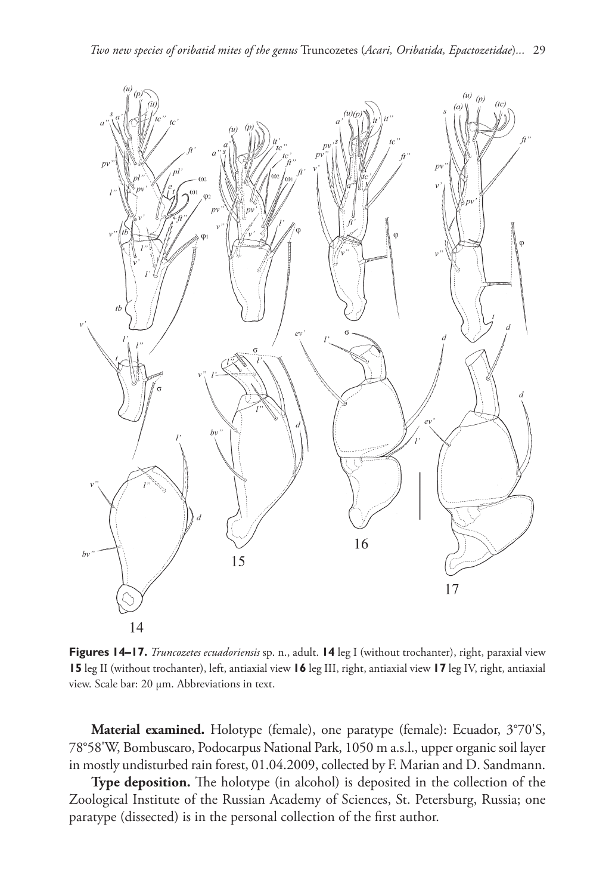**Figures 14–17.** *Truncozetes ecuadoriensis* sp. n., adult. **14** leg I (without trochanter), right, paraxial view **15** leg II (without trochanter), left, antiaxial view **16** leg III, right, antiaxial view **17** leg IV, right, antiaxial view. Scale bar: 20 μm. Abbreviations in text.

**Material examined.** Holotype (female), one paratype (female): Ecuador, 3°70'S, 78°58'W, Bombuscaro, Podocarpus National Park, 1050 m a.s.l., upper organic soil layer in mostly undisturbed rain forest, 01.04.2009, collected by F. Marian and D. Sandmann.

**Type deposition.** The holotype (in alcohol) is deposited in the collection of the Zoological Institute of the Russian Academy of Sciences, St. Petersburg, Russia; one paratype (dissected) is in the personal collection of the first author.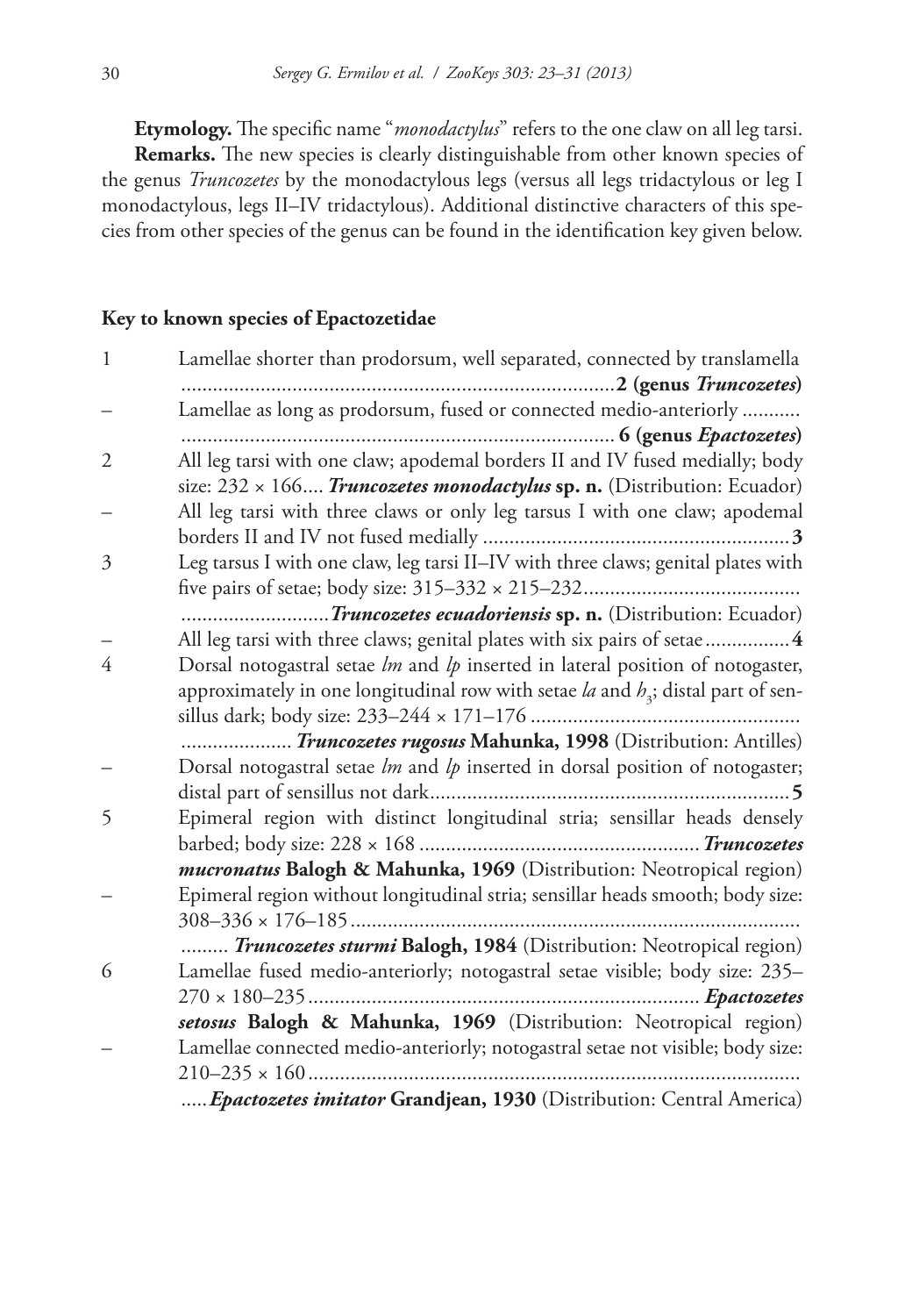**Etymology.** The specific name "*monodactylus*" refers to the one claw on all leg tarsi.

**Remarks.** The new species is clearly distinguishable from other known species of the genus *Truncozetes* by the monodactylous legs (versus all legs tridactylous or leg I monodactylous, legs II–IV tridactylous). Additional distinctive characters of this species from other species of the genus can be found in the identification key given below.

## Key to known species of Epactozetidae

| | |
|---|---|
| 1 | Lamellae shorter than prodorsum, well separated, connected by translamella ........ **2 (genus *Truncozetes*)** |
| – | Lamellae as long as prodorsum, fused or connected medio-anteriorly ........ **6 (genus *Epactozetes*)** |
| 2 | All leg tarsi with one claw; apodemal borders II and IV fused medially; body size: 232 × 166.... ***Truncozetes monodactylus* sp. n.** (Distribution: Ecuador) |
| – | All leg tarsi with three claws or only leg tarsus I with one claw; apodemal borders II and IV not fused medially ........ **3** |
| 3 | Leg tarsus I with one claw, leg tarsi II–IV with three claws; genital plates with five pairs of setae; body size: 315–332 × 215–232........ ***Truncozetes ecuadoriensis* sp. n.** (Distribution: Ecuador) |
| – | All leg tarsi with three claws; genital plates with six pairs of setae........ **4** |
| 4 | Dorsal notogastral setae *lm* and *lp* inserted in lateral position of notogaster, approximately in one longitudinal row with setae *la* and $h_3$; distal part of sensillus dark; body size: 233–244 × 171–176 ........ ***Truncozetes rugosus* Mahunka, 1998** (Distribution: Antilles) |
| – | Dorsal notogastral setae *lm* and *lp* inserted in dorsal position of notogaster; distal part of sensillus not dark........ **5** |
| 5 | Epimeral region with distinct longitudinal stria; sensillar heads densely barbed; body size: 228 × 168 ........ ***Truncozetes mucronatus* Balogh & Mahunka, 1969** (Distribution: Neotropical region) |
| – | Epimeral region without longitudinal stria; sensillar heads smooth; body size: 308–336 × 176–185........ ***Truncozetes sturmi* Balogh, 1984** (Distribution: Neotropical region) |
| 6 | Lamellae fused medio-anteriorly; notogastral setae visible; body size: 235–270 × 180–235........ ***Epactozetes setosus* Balogh & Mahunka, 1969** (Distribution: Neotropical region) |
| – | Lamellae connected medio-anteriorly; notogastral setae not visible; body size: 210–235 × 160........ ***Epactozetes imitator* Grandjean, 1930** (Distribution: Central America) |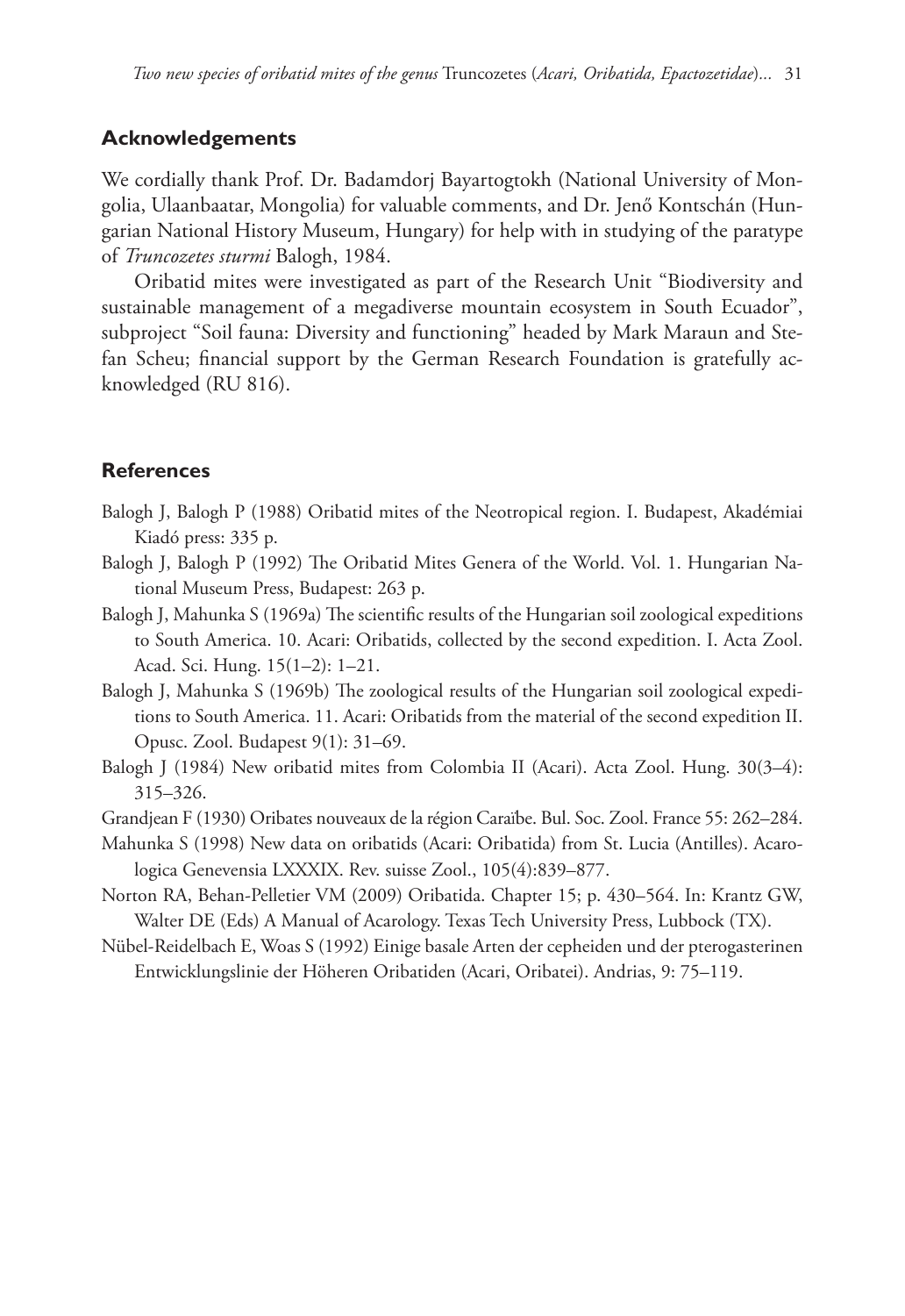## Acknowledgements

We cordially thank Prof. Dr. Badamdorj Bayartogtokh (National University of Mongolia, Ulaanbaatar, Mongolia) for valuable comments, and Dr. Jenő Kontschán (Hungarian National History Museum, Hungary) for help with in studying of the paratype of *Truncozetes sturmi* Balogh, 1984.

Oribatid mites were investigated as part of the Research Unit "Biodiversity and sustainable management of a megadiverse mountain ecosystem in South Ecuador", subproject "Soil fauna: Diversity and functioning" headed by Mark Maraun and Stefan Scheu; financial support by the German Research Foundation is gratefully acknowledged (RU 816).

## References

Balogh J, Balogh P (1988) Oribatid mites of the Neotropical region. I. Budapest, Akadémiai Kiadó press: 335 p.

Balogh J, Balogh P (1992) The Oribatid Mites Genera of the World. Vol. 1. Hungarian National Museum Press, Budapest: 263 p.

Balogh J, Mahunka S (1969a) The scientific results of the Hungarian soil zoological expeditions to South America. 10. Acari: Oribatids, collected by the second expedition. I. Acta Zool. Acad. Sci. Hung. 15(1–2): 1–21.

Balogh J, Mahunka S (1969b) The zoological results of the Hungarian soil zoological expeditions to South America. 11. Acari: Oribatids from the material of the second expedition II. Opusc. Zool. Budapest 9(1): 31–69.

Balogh J (1984) New oribatid mites from Colombia II (Acari). Acta Zool. Hung. 30(3–4): 315–326.

Grandjean F (1930) Oribates nouveaux de la région Caraïbe. Bul. Soc. Zool. France 55: 262–284.

Mahunka S (1998) New data on oribatids (Acari: Oribatida) from St. Lucia (Antilles). Acarologica Genevensia LXXXIX. Rev. suisse Zool., 105(4):839–877.

Norton RA, Behan-Pelletier VM (2009) Oribatida. Chapter 15; p. 430–564. In: Krantz GW, Walter DE (Eds) A Manual of Acarology. Texas Tech University Press, Lubbock (TX).

Nübel-Reidelbach E, Woas S (1992) Einige basale Arten der cepheiden und der pterogasterinen Entwicklungslinie der Höheren Oribatiden (Acari, Oribatei). Andrias, 9: 75–119.